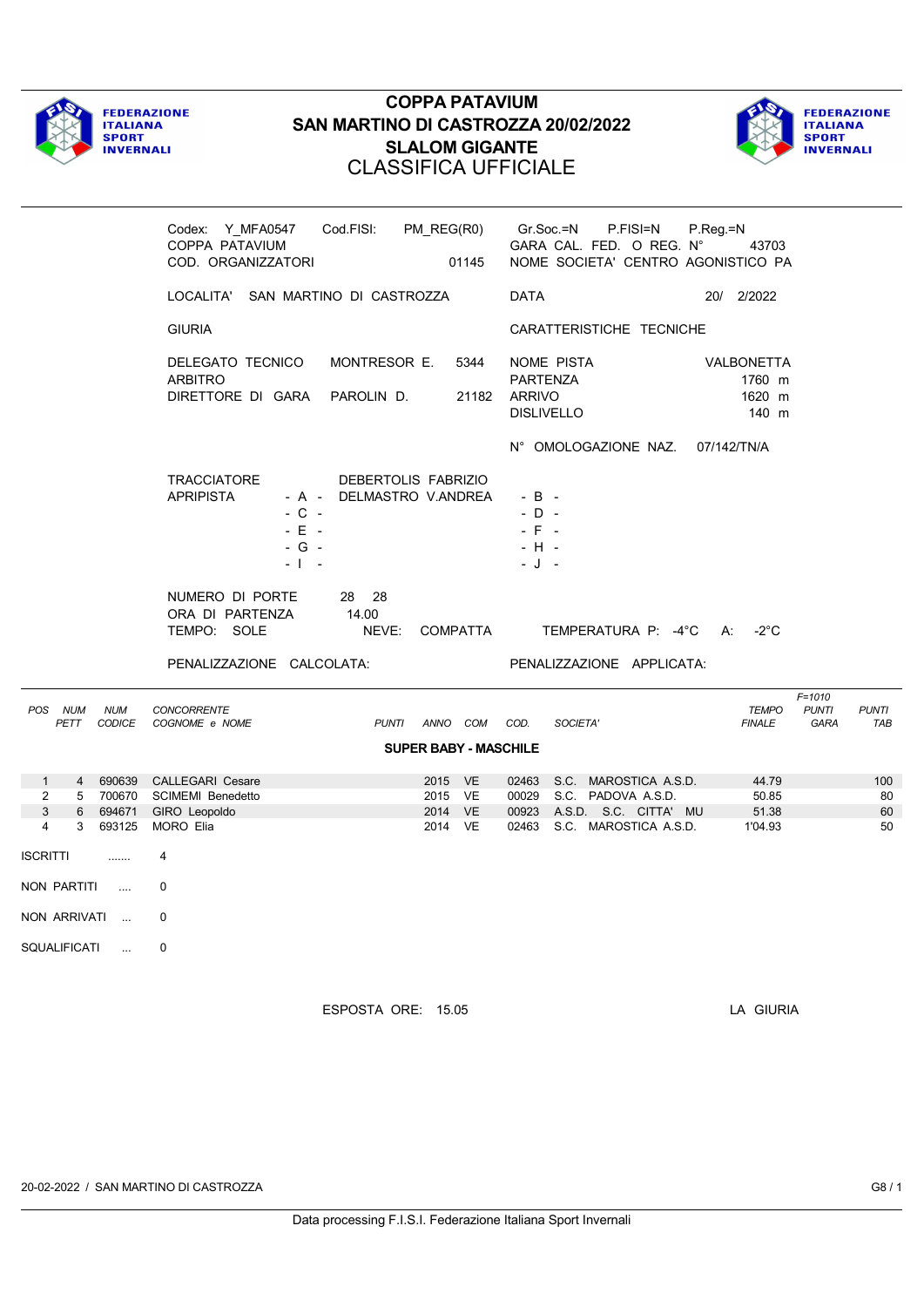# COPPA PATAVIUM
# SAN MARTINO DI CASTROZZA 20/02/2022
# SLALOM GIGANTE
## CLASSIFICA UFFICIALE

Codex: Y_MFA0547 Cod.FISI: PM_REG(R0) Gr.Soc.=N P.FISI=N P.Reg.=N
COPPA PATAVIUM GARA CAL. FED. O REG. N° 43703
COD. ORGANIZZATORI 01145 NOME SOCIETA' CENTRO AGONISTICO PA

LOCALITA' SAN MARTINO DI CASTROZZA DATA 20/ 2/2022

GIURIA CARATTERISTICHE TECNICHE

DELEGATO TECNICO MONTRESOR E. 5344 NOME PISTA VALBONETTA
ARBITRO PARTENZA 1760 m
DIRETTORE DI GARA PAROLIN D. 21182 ARRIVO 1620 m
DISLIVELLO 140 m

N° OMOLOGAZIONE NAZ. 07/142/TN/A

TRACCIATORE DEBERTOLIS FABRIZIO
APRIPISTA - A - DELMASTRO V.ANDREA - B -
- C - - D -
- E - - F -
- G - - H -
- I - - J -

NUMERO DI PORTE 28 28
ORA DI PARTENZA 14.00
TEMPO: SOLE NEVE: COMPATTA TEMPERATURA P: -4°C A: -2°C

PENALIZZAZIONE CALCOLATA: PENALIZZAZIONE APPLICATA:

**SUPER BABY - MASCHILE**

| POS | NUM PETT | NUM CODICE | CONCORRENTE COGNOME e NOME | PUNTI | ANNO | COM | COD. | SOCIETA' | TEMPO FINALE | F=1010 PUNTI GARA | PUNTI TAB |
|---|---|---|---|---|---|---|---|---|---|---|---|
| 1 | 4 | 690639 | CALLEGARI Cesare | | 2015 | VE | 02463 | S.C. MAROSTICA A.S.D. | 44.79 | | 100 |
| 2 | 5 | 700670 | SCIMEMI Benedetto | | 2015 | VE | 00029 | S.C. PADOVA A.S.D. | 50.85 | | 80 |
| 3 | 6 | 694671 | GIRO Leopoldo | | 2014 | VE | 00923 | A.S.D. S.C. CITTA' MU | 51.38 | | 60 |
| 4 | 3 | 693125 | MORO Elia | | 2014 | VE | 02463 | S.C. MAROSTICA A.S.D. | 1'04.93 | | 50 |

ISCRITTI ....... 4

NON PARTITI .... 0

NON ARRIVATI ... 0

SQUALIFICATI ... 0

ESPOSTA ORE: 15.05 LA GIURIA

20-02-2022 / SAN MARTINO DI CASTROZZA G8 / 1

Data processing F.I.S.I. Federazione Italiana Sport Invernali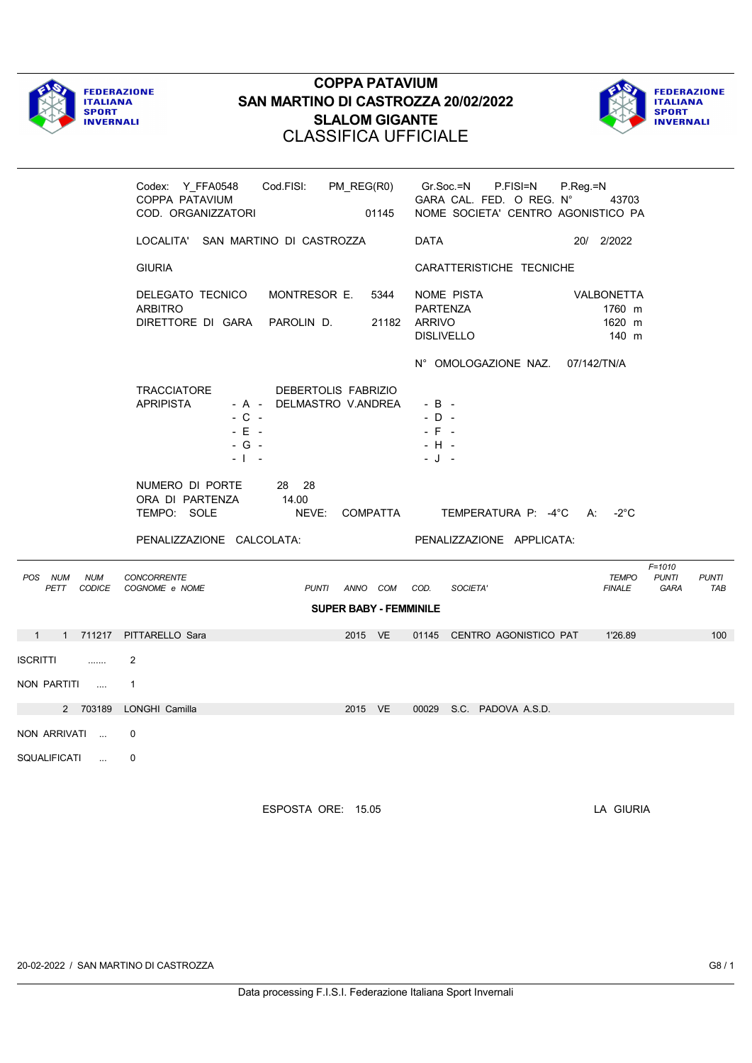# COPPA PATAVIUM
## SAN MARTINO DI CASTROZZA 20/02/2022
## SLALOM GIGANTE
## CLASSIFICA UFFICIALE

Codex: Y_FFA0548  Cod.FISI: PM_REG(R0)  Gr.Soc.=N  P.FISI=N  P.Reg.=N
COPPA PATAVIUM  GARA CAL. FED. O REG. N° 43703
COD. ORGANIZZATORI 01145  NOME SOCIETA' CENTRO AGONISTICO PA

LOCALITA' SAN MARTINO DI CASTROZZA  DATA 20/ 2/2022

GIURIA  CARATTERISTICHE TECNICHE

DELEGATO TECNICO MONTRESOR E. 5344  NOME PISTA VALBONETTA
ARBITRO  PARTENZA 1760 m
DIRETTORE DI GARA PAROLIN D. 21182  ARRIVO 1620 m
DISLIVELLO 140 m

N° OMOLOGAZIONE NAZ. 07/142/TN/A

TRACCIATORE DEBERTOLIS FABRIZIO
APRIPISTA - A - DELMASTRO V.ANDREA  - B -
- C -  - D -
- E -  - F -
- G -  - H -
- I -  - J -

NUMERO DI PORTE 28 28
ORA DI PARTENZA 14.00
TEMPO: SOLE  NEVE: COMPATTA  TEMPERATURA P: -4°C A: -2°C

PENALIZZAZIONE CALCOLATA:  PENALIZZAZIONE APPLICATA:

| POS | NUM PETT | NUM CODICE | CONCORRENTE COGNOME e NOME | PUNTI | ANNO | COM | COD. | SOCIETA' | TEMPO FINALE | F=1010 PUNTI GARA | PUNTI TAB |
|---|---|---|---|---|---|---|---|---|---|---|---|
| | | | **SUPER BABY - FEMMINILE** | | | | | | | | |
| 1 | 1 | 711217 | PITTARELLO Sara | | 2015 | VE | 01145 | CENTRO AGONISTICO PAT | 1'26.89 | | 100 |

ISCRITTI ....... 2

NON PARTITI .... 1

| POS | NUM PETT | NUM CODICE | CONCORRENTE COGNOME e NOME | PUNTI | ANNO | COM | COD. | SOCIETA' | TEMPO FINALE | PUNTI GARA | PUNTI TAB |
|---|---|---|---|---|---|---|---|---|---|---|---|
| | 2 | 703189 | LONGHI Camilla | | 2015 | VE | 00029 | S.C. PADOVA A.S.D. | | | |

NON ARRIVATI ... 0

SQUALIFICATI ... 0

ESPOSTA ORE: 15.05  LA GIURIA

20-02-2022 / SAN MARTINO DI CASTROZZA  G8 / 1

Data processing F.I.S.I. Federazione Italiana Sport Invernali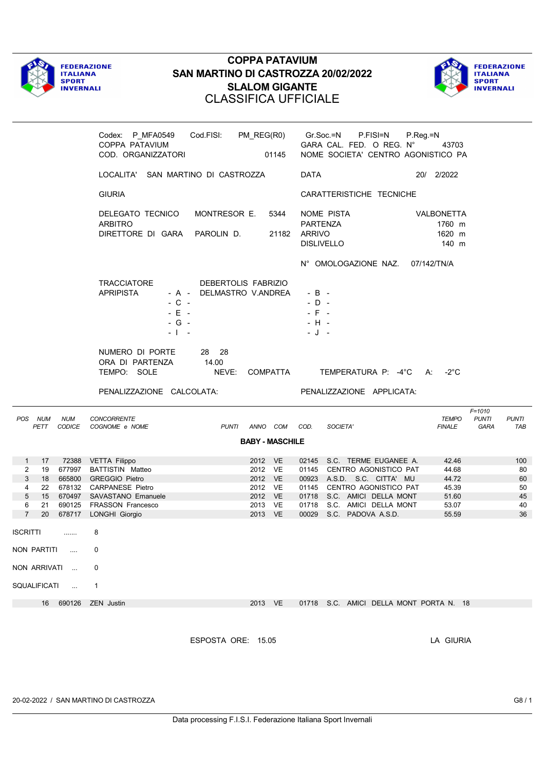# COPPA PATAVIUM
## SAN MARTINO DI CASTROZZA 20/02/2022
## SLALOM GIGANTE
## CLASSIFICA UFFICIALE

Codex: P_MFA0549 Cod.FISI: PM_REG(R0) Gr.Soc.=N P.FISI=N P.Reg.=N
COPPA PATAVIUM GARA CAL. FED. O REG. N° 43703
COD. ORGANIZZATORI 01145 NOME SOCIETA' CENTRO AGONISTICO PA

LOCALITA' SAN MARTINO DI CASTROZZA DATA 20/ 2/2022

GIURIA CARATTERISTICHE TECNICHE

DELEGATO TECNICO MONTRESOR E. 5344
ARBITRO
DIRETTORE DI GARA PAROLIN D. 21182

NOME PISTA VALBONETTA
PARTENZA 1760 m
ARRIVO 1620 m
DISLIVELLO 140 m

N° OMOLOGAZIONE NAZ. 07/142/TN/A

TRACCIATORE DEBERTOLIS FABRIZIO
APRIPISTA - A - DELMASTRO V.ANDREA - B -
- C - - D -
- E - - F -
- G - - H -
- I - - J -

NUMERO DI PORTE 28 28
ORA DI PARTENZA 14.00
TEMPO: SOLE NEVE: COMPATTA TEMPERATURA P: -4°C A: -2°C

PENALIZZAZIONE CALCOLATA: PENALIZZAZIONE APPLICATA:

### BABY - MASCHILE

| POS | NUM PETT | NUM CODICE | CONCORRENTE COGNOME e NOME | PUNTI | ANNO | COM | COD. | SOCIETA' | TEMPO FINALE | F=1010 PUNTI GARA | PUNTI TAB |
|---|---|---|---|---|---|---|---|---|---|---|---|
| 1 | 17 | 72388 | VETTA Filippo | | 2012 | VE | 02145 | S.C. TERME EUGANEE A. | 42.46 | | 100 |
| 2 | 19 | 677997 | BATTISTIN Matteo | | 2012 | VE | 01145 | CENTRO AGONISTICO PAT | 44.68 | | 80 |
| 3 | 18 | 665800 | GREGGIO Pietro | | 2012 | VE | 00923 | A.S.D. S.C. CITTA' MU | 44.72 | | 60 |
| 4 | 22 | 678132 | CARPANESE Pietro | | 2012 | VE | 01145 | CENTRO AGONISTICO PAT | 45.39 | | 50 |
| 5 | 15 | 670497 | SAVASTANO Emanuele | | 2012 | VE | 01718 | S.C. AMICI DELLA MONT | 51.60 | | 45 |
| 6 | 21 | 690125 | FRASSON Francesco | | 2013 | VE | 01718 | S.C. AMICI DELLA MONT | 53.07 | | 40 |
| 7 | 20 | 678717 | LONGHI Giorgio | | 2013 | VE | 00029 | S.C. PADOVA A.S.D. | 55.59 | | 36 |

ISCRITTI ....... 8

NON PARTITI .... 0

NON ARRIVATI ... 0

SQUALIFICATI ... 1

| NUM PETT | NUM CODICE | CONCORRENTE | ANNO | COM | COD. | SOCIETA' | |
|---|---|---|---|---|---|---|---|
| 16 | 690126 | ZEN Justin | 2013 | VE | 01718 | S.C. AMICI DELLA MONT | PORTA N. 18 |

ESPOSTA ORE: 15.05 LA GIURIA

20-02-2022 / SAN MARTINO DI CASTROZZA G8 / 1

Data processing F.I.S.I. Federazione Italiana Sport Invernali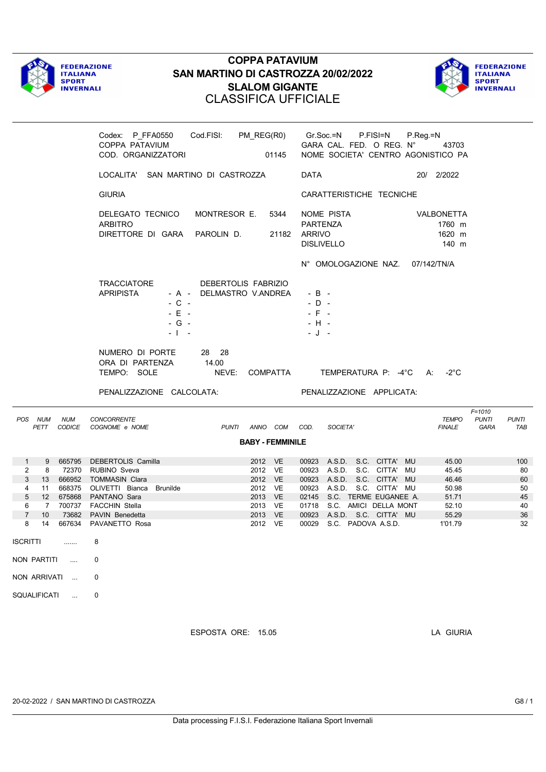FEDERAZIONE ITALIANA SPORT INVERNALI

# COPPA PATAVIUM
## SAN MARTINO DI CASTROZZA 20/02/2022
## SLALOM GIGANTE
## CLASSIFICA UFFICIALE

FEDERAZIONE ITALIANA SPORT INVERNALI

Codex: P_FFA0550 Cod.FISI: PM_REG(R0) Gr.Soc.=N P.FISI=N P.Reg.=N
COPPA PATAVIUM GARA CAL. FED. O REG. N° 43703
COD. ORGANIZZATORI 01145 NOME SOCIETA' CENTRO AGONISTICO PA

LOCALITA' SAN MARTINO DI CASTROZZA DATA 20/ 2/2022

GIURIA CARATTERISTICHE TECNICHE

DELEGATO TECNICO MONTRESOR E. 5344 NOME PISTA VALBONETTA
ARBITRO PARTENZA 1760 m
DIRETTORE DI GARA PAROLIN D. 21182 ARRIVO 1620 m
DISLIVELLO 140 m

N° OMOLOGAZIONE NAZ. 07/142/TN/A

TRACCIATORE DEBERTOLIS FABRIZIO
APRIPISTA - A - DELMASTRO V.ANDREA - B -
- C - - D -
- E - - F -
- G - - H -
- I - - J -

NUMERO DI PORTE 28 28
ORA DI PARTENZA 14.00
TEMPO: SOLE NEVE: COMPATTA TEMPERATURA P: -4°C A: -2°C

PENALIZZAZIONE CALCOLATA: PENALIZZAZIONE APPLICATA:

**BABY - FEMMINILE**

| POS | NUM PETT | NUM CODICE | CONCORRENTE COGNOME e NOME | PUNTI | ANNO | COM | COD. | SOCIETA' | TEMPO FINALE | F=1010 PUNTI GARA | PUNTI TAB |
|---|---|---|---|---|---|---|---|---|---|---|---|
| 1 | 9 | 665795 | DEBERTOLIS Camilla | | 2012 | VE | 00923 | A.S.D. S.C. CITTA' MU | 45.00 | | 100 |
| 2 | 8 | 72370 | RUBINO Sveva | | 2012 | VE | 00923 | A.S.D. S.C. CITTA' MU | 45.45 | | 80 |
| 3 | 13 | 666952 | TOMMASIN Clara | | 2012 | VE | 00923 | A.S.D. S.C. CITTA' MU | 46.46 | | 60 |
| 4 | 11 | 668375 | OLIVETTI Bianca Brunilde | | 2012 | VE | 00923 | A.S.D. S.C. CITTA' MU | 50.98 | | 50 |
| 5 | 12 | 675868 | PANTANO Sara | | 2013 | VE | 02145 | S.C. TERME EUGANEE A. | 51.71 | | 45 |
| 6 | 7 | 700737 | FACCHIN Stella | | 2013 | VE | 01718 | S.C. AMICI DELLA MONT | 52.10 | | 40 |
| 7 | 10 | 73682 | PAVIN Benedetta | | 2013 | VE | 00923 | A.S.D. S.C. CITTA' MU | 55.29 | | 36 |
| 8 | 14 | 667634 | PAVANETTO Rosa | | 2012 | VE | 00029 | S.C. PADOVA A.S.D. | 1'01.79 | | 32 |

ISCRITTI ....... 8

NON PARTITI .... 0

NON ARRIVATI ... 0

SQUALIFICATI ... 0

ESPOSTA ORE: 15.05 LA GIURIA

20-02-2022 / SAN MARTINO DI CASTROZZA G8 / 1

Data processing F.I.S.I. Federazione Italiana Sport Invernali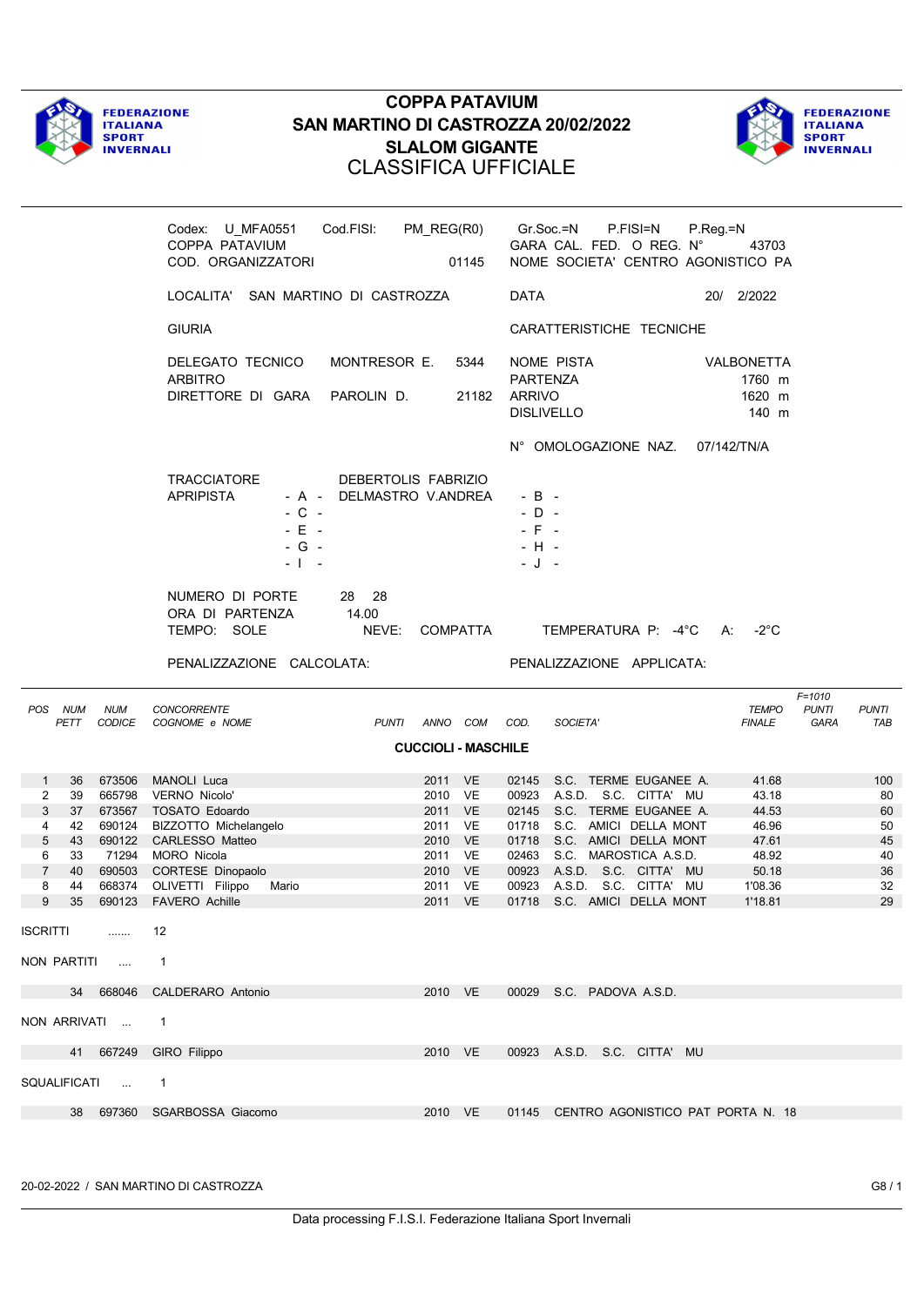# COPPA PATAVIUM
## SAN MARTINO DI CASTROZZA 20/02/2022
## SLALOM GIGANTE
CLASSIFICA UFFICIALE

Codex: U_MFA0551 Cod.FISI: PM_REG(R0) Gr.Soc.=N P.FISI=N P.Reg.=N
COPPA PATAVIUM GARA CAL. FED. O REG. N° 43703
COD. ORGANIZZATORI 01145 NOME SOCIETA' CENTRO AGONISTICO PA

LOCALITA' SAN MARTINO DI CASTROZZA DATA 20/ 2/2022

GIURIA | CARATTERISTICHE TECNICHE

DELEGATO TECNICO MONTRESOR E. 5344 NOME PISTA VALBONETTA
ARBITRO PARTENZA 1760 m
DIRETTORE DI GARA PAROLIN D. 21182 ARRIVO 1620 m
DISLIVELLO 140 m

N° OMOLOGAZIONE NAZ. 07/142/TN/A

TRACCIATORE DEBERTOLIS FABRIZIO
APRIPISTA - A - DELMASTRO V.ANDREA - B -
- C - - D -
- E - - F -
- G - - H -
- I - - J -

NUMERO DI PORTE 28 28
ORA DI PARTENZA 14.00
TEMPO: SOLE NEVE: COMPATTA TEMPERATURA P: -4°C A: -2°C

PENALIZZAZIONE CALCOLATA: PENALIZZAZIONE APPLICATA:

### CUCCIOLI - MASCHILE

| POS | NUM PETT | NUM CODICE | CONCORRENTE COGNOME e NOME | PUNTI | ANNO | COM | COD. | SOCIETA' | TEMPO FINALE | F=1010 PUNTI GARA | PUNTI TAB |
|---|---|---|---|---|---|---|---|---|---|---|---|
| 1 | 36 | 673506 | MANOLI Luca | | 2011 | VE | 02145 | S.C. TERME EUGANEE A. | 41.68 | | 100 |
| 2 | 39 | 665798 | VERNO Nicolo' | | 2010 | VE | 00923 | A.S.D. S.C. CITTA' MU | 43.18 | | 80 |
| 3 | 37 | 673567 | TOSATO Edoardo | | 2011 | VE | 02145 | S.C. TERME EUGANEE A. | 44.53 | | 60 |
| 4 | 42 | 690124 | BIZZOTTO Michelangelo | | 2011 | VE | 01718 | S.C. AMICI DELLA MONT | 46.96 | | 50 |
| 5 | 43 | 690122 | CARLESSO Matteo | | 2010 | VE | 01718 | S.C. AMICI DELLA MONT | 47.61 | | 45 |
| 6 | 33 | 71294 | MORO Nicola | | 2011 | VE | 02463 | S.C. MAROSTICA A.S.D. | 48.92 | | 40 |
| 7 | 40 | 690503 | CORTESE Dinopaolo | | 2010 | VE | 00923 | A.S.D. S.C. CITTA' MU | 50.18 | | 36 |
| 8 | 44 | 668374 | OLIVETTI Filippo Mario | | 2011 | VE | 00923 | A.S.D. S.C. CITTA' MU | 1'08.36 | | 32 |
| 9 | 35 | 690123 | FAVERO Achille | | 2011 | VE | 01718 | S.C. AMICI DELLA MONT | 1'18.81 | | 29 |

ISCRITTI ....... 12

NON PARTITI .... 1

| NUM PETT | NUM CODICE | COGNOME e NOME | ANNO | COM | COD. | SOCIETA' |
|---|---|---|---|---|---|---|
| 34 | 668046 | CALDERARO Antonio | 2010 | VE | 00029 | S.C. PADOVA A.S.D. |

NON ARRIVATI ... 1

| NUM PETT | NUM CODICE | COGNOME e NOME | ANNO | COM | COD. | SOCIETA' |
|---|---|---|---|---|---|---|
| 41 | 667249 | GIRO Filippo | 2010 | VE | 00923 | A.S.D. S.C. CITTA' MU |

SQUALIFICATI ... 1

| NUM PETT | NUM CODICE | COGNOME e NOME | ANNO | COM | COD. | SOCIETA' |
|---|---|---|---|---|---|---|
| 38 | 697360 | SGARBOSSA Giacomo | 2010 | VE | 01145 | CENTRO AGONISTICO PAT PORTA N. 18 |

20-02-2022 / SAN MARTINO DI CASTROZZA G8 / 1

Data processing F.I.S.I. Federazione Italiana Sport Invernali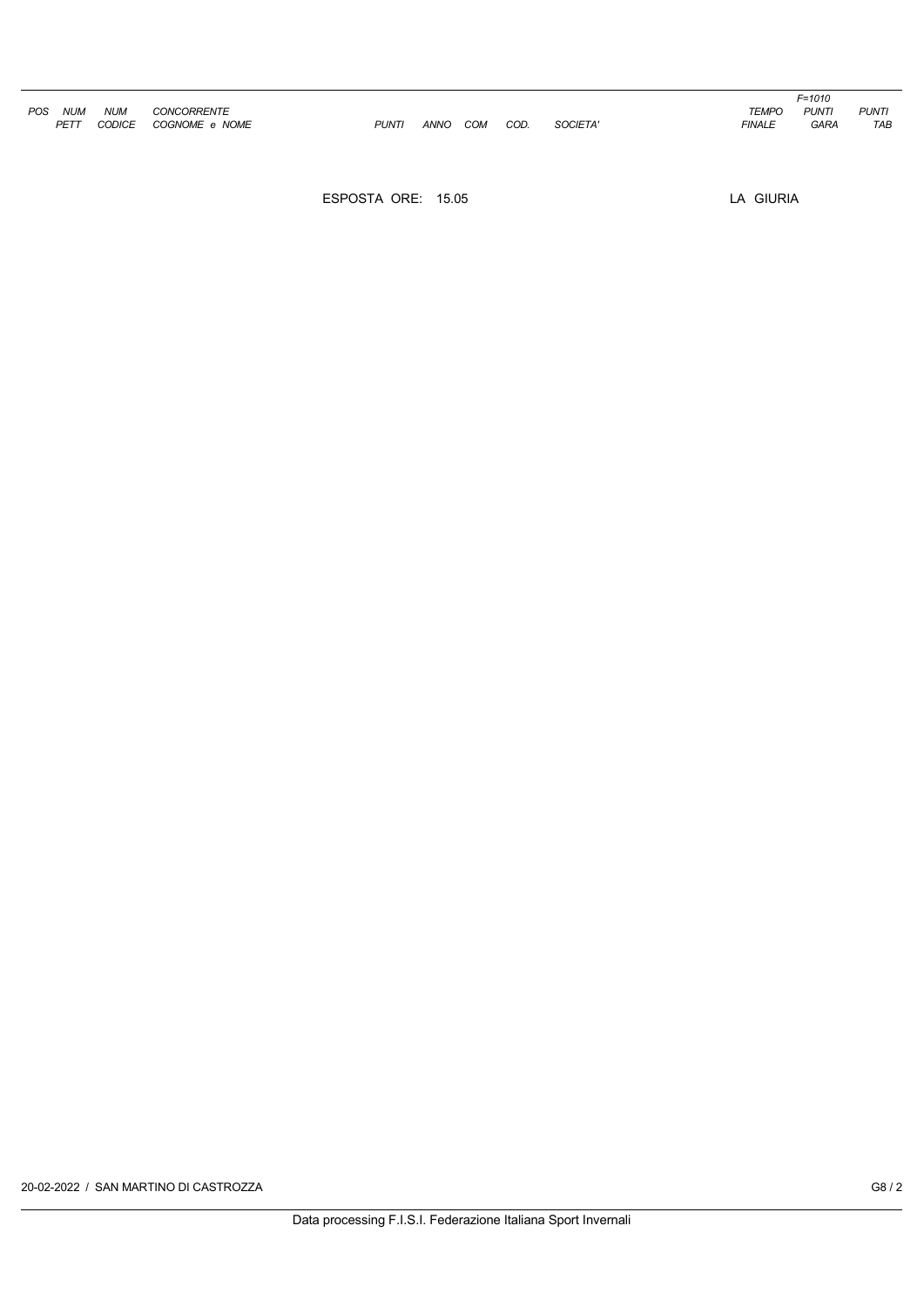| POS | NUM PETT | NUM CODICE | CONCORRENTE COGNOME e NOME | PUNTI | ANNO | COM | COD. | SOCIETA' | TEMPO FINALE | F=1010 PUNTI GARA | PUNTI TAB |
|---|---|---|---|---|---|---|---|---|---|---|---|

ESPOSTA ORE: 15.05

LA GIURIA

20-02-2022 / SAN MARTINO DI CASTROZZA

G8 / 2

Data processing F.I.S.I. Federazione Italiana Sport Invernali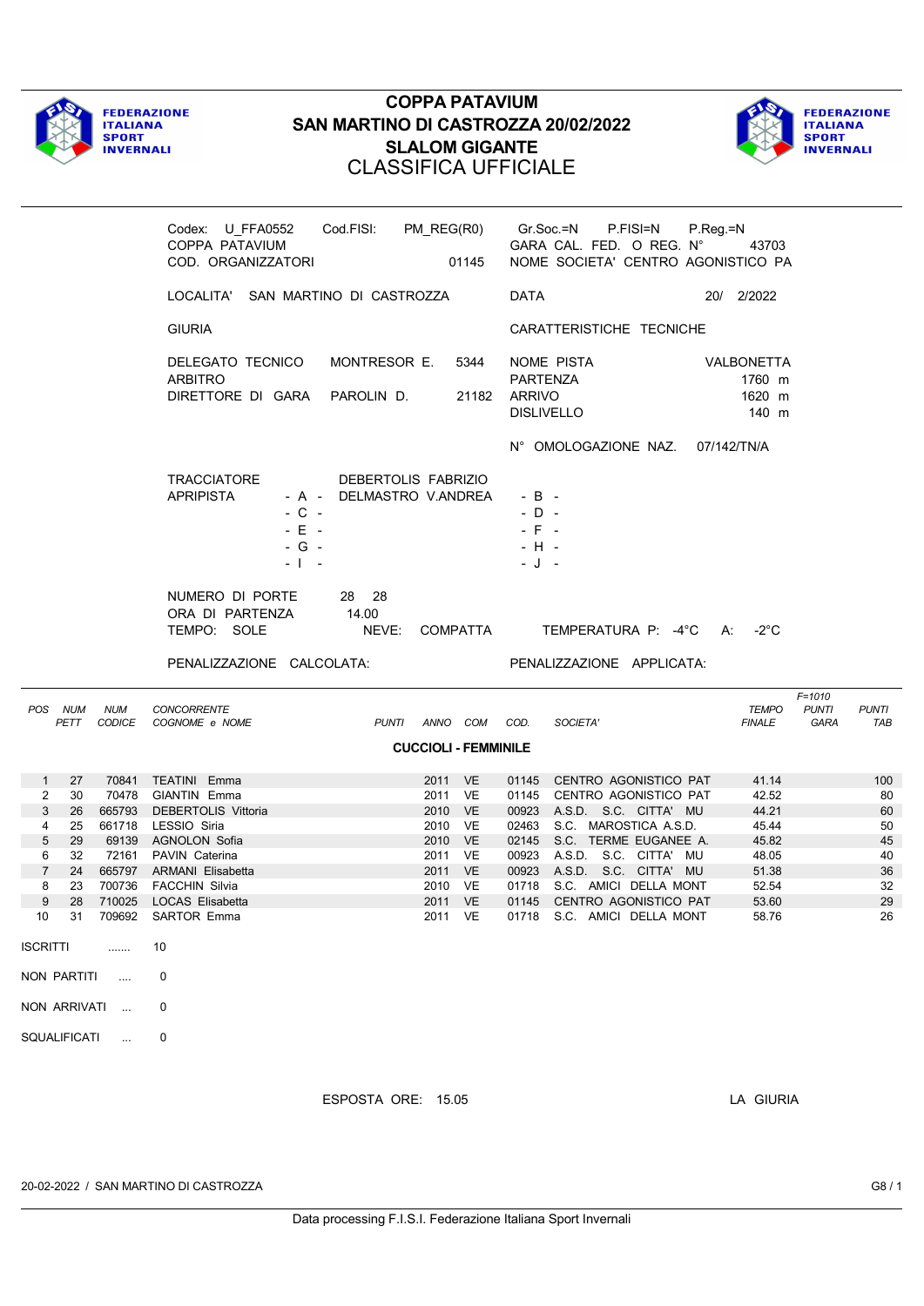# COPPA PATAVIUM
## SAN MARTINO DI CASTROZZA 20/02/2022
## SLALOM GIGANTE
## CLASSIFICA UFFICIALE

Codex: U_FFA0552 Cod.FISI: PM_REG(R0) Gr.Soc.=N P.FISI=N P.Reg.=N
COPPA PATAVIUM GARA CAL. FED. O REG. N° 43703
COD. ORGANIZZATORI 01145 NOME SOCIETA' CENTRO AGONISTICO PA

LOCALITA' SAN MARTINO DI CASTROZZA DATA 20/ 2/2022

GIURIA CARATTERISTICHE TECNICHE

DELEGATO TECNICO MONTRESOR E. 5344 NOME PISTA VALBONETTA
ARBITRO PARTENZA 1760 m
DIRETTORE DI GARA PAROLIN D. 21182 ARRIVO 1620 m
DISLIVELLO 140 m

N° OMOLOGAZIONE NAZ. 07/142/TN/A

TRACCIATORE DEBERTOLIS FABRIZIO
APRIPISTA - A - DELMASTRO V.ANDREA - B -
- C - - D -
- E - - F -
- G - - H -
- I - - J -

NUMERO DI PORTE 28 28
ORA DI PARTENZA 14.00
TEMPO: SOLE NEVE: COMPATTA TEMPERATURA P: -4°C A: -2°C

PENALIZZAZIONE CALCOLATA: PENALIZZAZIONE APPLICATA:

### CUCCIOLI - FEMMINILE

| POS | NUM PETT | NUM CODICE | CONCORRENTE COGNOME e NOME | PUNTI | ANNO | COM | COD. | SOCIETA' | TEMPO FINALE | F=1010 PUNTI GARA | PUNTI TAB |
|---|---|---|---|---|---|---|---|---|---|---|---|
| 1 | 27 | 70841 | TEATINI Emma | | 2011 | VE | 01145 | CENTRO AGONISTICO PAT | 41.14 | | 100 |
| 2 | 30 | 70478 | GIANTIN Emma | | 2011 | VE | 01145 | CENTRO AGONISTICO PAT | 42.52 | | 80 |
| 3 | 26 | 665793 | DEBERTOLIS Vittoria | | 2010 | VE | 00923 | A.S.D. S.C. CITTA' MU | 44.21 | | 60 |
| 4 | 25 | 661718 | LESSIO Siria | | 2010 | VE | 02463 | S.C. MAROSTICA A.S.D. | 45.44 | | 50 |
| 5 | 29 | 69139 | AGNOLON Sofia | | 2010 | VE | 02145 | S.C. TERME EUGANEE A. | 45.82 | | 45 |
| 6 | 32 | 72161 | PAVIN Caterina | | 2011 | VE | 00923 | A.S.D. S.C. CITTA' MU | 48.05 | | 40 |
| 7 | 24 | 665797 | ARMANI Elisabetta | | 2011 | VE | 00923 | A.S.D. S.C. CITTA' MU | 51.38 | | 36 |
| 8 | 23 | 700736 | FACCHIN Silvia | | 2010 | VE | 01718 | S.C. AMICI DELLA MONT | 52.54 | | 32 |
| 9 | 28 | 710025 | LOCAS Elisabetta | | 2011 | VE | 01145 | CENTRO AGONISTICO PAT | 53.60 | | 29 |
| 10 | 31 | 709692 | SARTOR Emma | | 2011 | VE | 01718 | S.C. AMICI DELLA MONT | 58.76 | | 26 |

ISCRITTI ....... 10

NON PARTITI .... 0

NON ARRIVATI ... 0

SQUALIFICATI ... 0

ESPOSTA ORE: 15.05 LA GIURIA

20-02-2022 / SAN MARTINO DI CASTROZZA G8 / 1

Data processing F.I.S.I. Federazione Italiana Sport Invernali